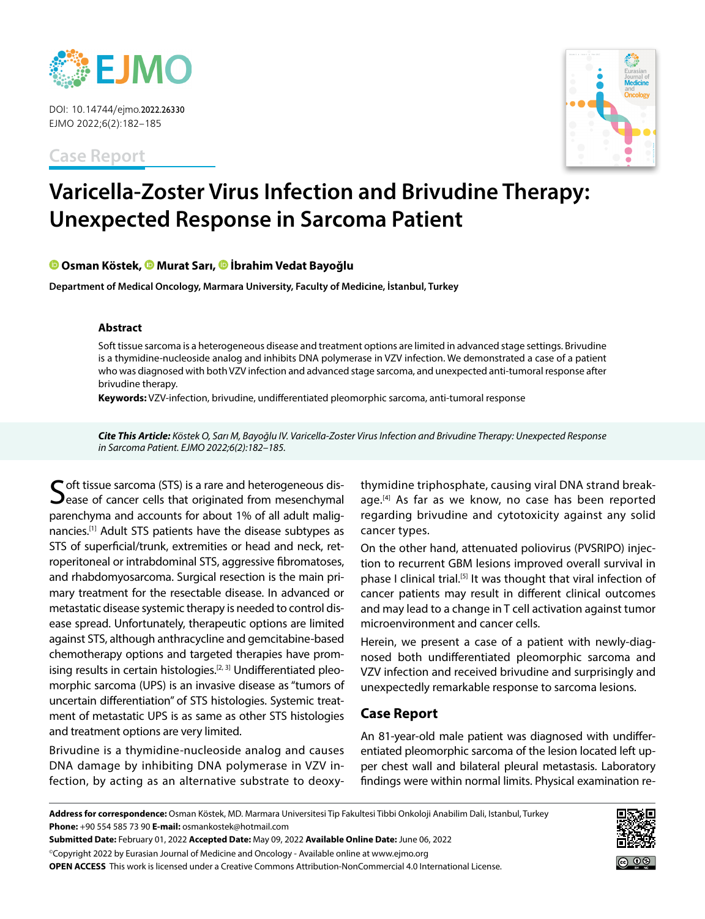DOI: 10.14744/ejmo.2022.26330
EJMO 2022;6(2):182–185

Case Report

# Varicella-Zoster Virus Infection and Brivudine Therapy: Unexpected Response in Sarcoma Patient

**Osman Köstek, Murat Sarı, İbrahim Vedat Bayoğlu**

**Department of Medical Oncology, Marmara University, Faculty of Medicine, İstanbul, Turkey**

### Abstract

Soft tissue sarcoma is a heterogeneous disease and treatment options are limited in advanced stage settings. Brivudine is a thymidine-nucleoside analog and inhibits DNA polymerase in VZV infection. We demonstrated a case of a patient who was diagnosed with both VZV infection and advanced stage sarcoma, and unexpected anti-tumoral response after brivudine therapy.

**Keywords:** VZV-infection, brivudine, undifferentiated pleomorphic sarcoma, anti-tumoral response

***Cite This Article:*** *Köstek O, Sarı M, Bayoğlu IV. Varicella-Zoster Virus Infection and Brivudine Therapy: Unexpected Response in Sarcoma Patient. EJMO 2022;6(2):182–185.*

Soft tissue sarcoma (STS) is a rare and heterogeneous disease of cancer cells that originated from mesenchymal parenchyma and accounts for about 1% of all adult malignancies.[1] Adult STS patients have the disease subtypes as STS of superficial/trunk, extremities or head and neck, retroperitoneal or intrabdominal STS, aggressive fibromatoses, and rhabdomyosarcoma. Surgical resection is the main primary treatment for the resectable disease. In advanced or metastatic disease systemic therapy is needed to control disease spread. Unfortunately, therapeutic options are limited against STS, although anthracycline and gemcitabine-based chemotherapy options and targeted therapies have promising results in certain histologies.[2, 3] Undifferentiated pleomorphic sarcoma (UPS) is an invasive disease as "tumors of uncertain differentiation" of STS histologies. Systemic treatment of metastatic UPS is as same as other STS histologies and treatment options are very limited.

Brivudine is a thymidine-nucleoside analog and causes DNA damage by inhibiting DNA polymerase in VZV infection, by acting as an alternative substrate to deoxythymidine triphosphate, causing viral DNA strand breakage.[4] As far as we know, no case has been reported regarding brivudine and cytotoxicity against any solid cancer types.

On the other hand, attenuated poliovirus (PVSRIPO) injection to recurrent GBM lesions improved overall survival in phase I clinical trial.[5] It was thought that viral infection of cancer patients may result in different clinical outcomes and may lead to a change in T cell activation against tumor microenvironment and cancer cells.

Herein, we present a case of a patient with newly-diagnosed both undifferentiated pleomorphic sarcoma and VZV infection and received brivudine and surprisingly and unexpectedly remarkable response to sarcoma lesions.

## Case Report

An 81-year-old male patient was diagnosed with undifferentiated pleomorphic sarcoma of the lesion located left upper chest wall and bilateral pleural metastasis. Laboratory findings were within normal limits. Physical examination re-

**Address for correspondence:** Osman Köstek, MD. Marmara Universitesi Tip Fakultesi Tibbi Onkoloji Anabilim Dali, Istanbul, Turkey
**Phone:** +90 554 585 73 90 **E-mail:** osmankostek@hotmail.com
**Submitted Date:** February 01, 2022 **Accepted Date:** May 09, 2022 **Available Online Date:** June 06, 2022
©Copyright 2022 by Eurasian Journal of Medicine and Oncology - Available online at www.ejmo.org
**OPEN ACCESS** This work is licensed under a Creative Commons Attribution-NonCommercial 4.0 International License.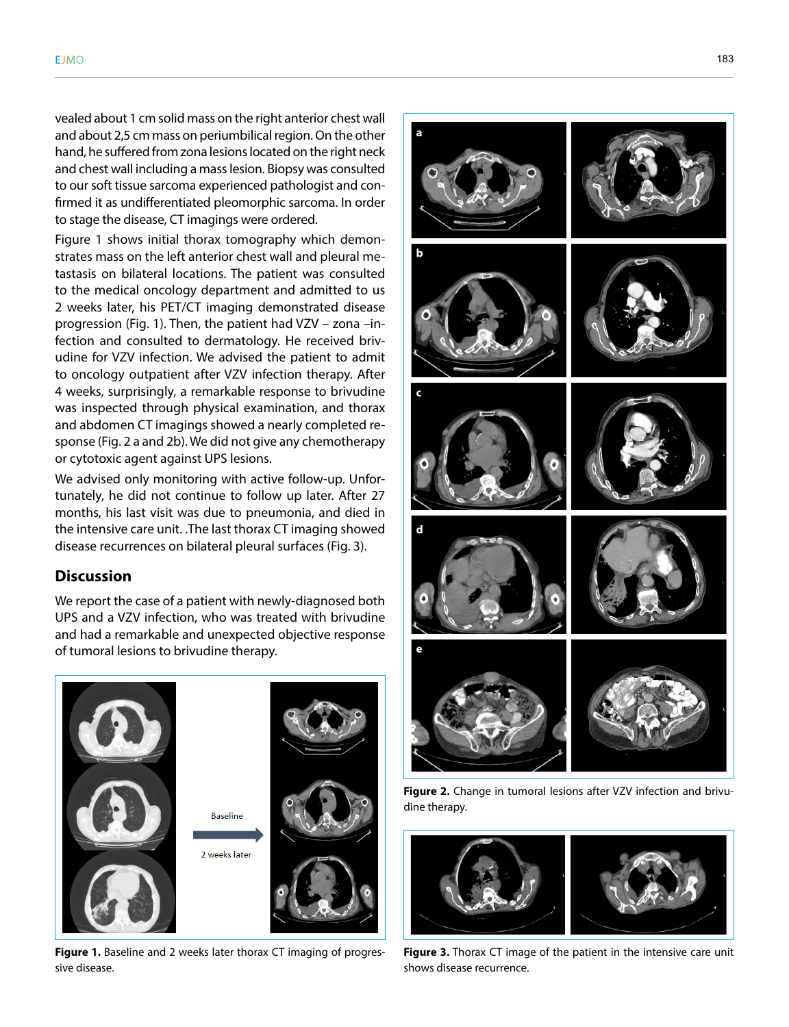vealed about 1 cm solid mass on the right anterior chest wall and about 2,5 cm mass on periumbilical region. On the other hand, he suffered from zona lesions located on the right neck and chest wall including a mass lesion. Biopsy was consulted to our soft tissue sarcoma experienced pathologist and confirmed it as undifferentiated pleomorphic sarcoma. In order to stage the disease, CT imagings were ordered.

Figure 1 shows initial thorax tomography which demonstrates mass on the left anterior chest wall and pleural metastasis on bilateral locations. The patient was consulted to the medical oncology department and admitted to us 2 weeks later, his PET/CT imaging demonstrated disease progression (Fig. 1). Then, the patient had VZV – zona –infection and consulted to dermatology. He received brivudine for VZV infection. We advised the patient to admit to oncology outpatient after VZV infection therapy. After 4 weeks, surprisingly, a remarkable response to brivudine was inspected through physical examination, and thorax and abdomen CT imagings showed a nearly completed response (Fig. 2 a and 2b). We did not give any chemotherapy or cytotoxic agent against UPS lesions.

We advised only monitoring with active follow-up. Unfortunately, he did not continue to follow up later. After 27 months, his last visit was due to pneumonia, and died in the intensive care unit. .The last thorax CT imaging showed disease recurrences on bilateral pleural surfaces (Fig. 3).

## Discussion

We report the case of a patient with newly-diagnosed both UPS and a VZV infection, who was treated with brivudine and had a remarkable and unexpected objective response of tumoral lesions to brivudine therapy.

**Figure 1.** Baseline and 2 weeks later thorax CT imaging of progressive disease.

**Figure 2.** Change in tumoral lesions after VZV infection and brivudine therapy.

**Figure 3.** Thorax CT image of the patient in the intensive care unit shows disease recurrence.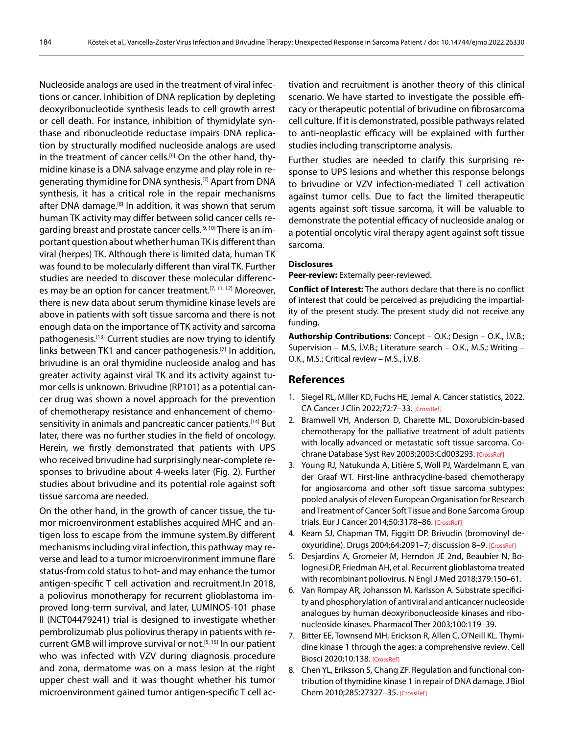Nucleoside analogs are used in the treatment of viral infections or cancer. Inhibition of DNA replication by depleting deoxyribonucleotide synthesis leads to cell growth arrest or cell death. For instance, inhibition of thymidylate synthase and ribonucleotide reductase impairs DNA replication by structurally modified nucleoside analogs are used in the treatment of cancer cells.[6] On the other hand, thymidine kinase is a DNA salvage enzyme and play role in regenerating thymidine for DNA synthesis.[7] Apart from DNA synthesis, it has a critical role in the repair mechanisms after DNA damage.[8] In addition, it was shown that serum human TK activity may differ between solid cancer cells regarding breast and prostate cancer cells.[9, 10] There is an important question about whether human TK is different than viral (herpes) TK. Although there is limited data, human TK was found to be molecularly different than viral TK. Further studies are needed to discover these molecular differences may be an option for cancer treatment.[7, 11, 12] Moreover, there is new data about serum thymidine kinase levels are above in patients with soft tissue sarcoma and there is not enough data on the importance of TK activity and sarcoma pathogenesis.[13] Current studies are now trying to identify links between TK1 and cancer pathogenesis.[7] In addition, brivudine is an oral thymidine nucleoside analog and has greater activity against viral TK and its activity against tumor cells is unknown. Brivudine (RP101) as a potential cancer drug was shown a novel approach for the prevention of chemotherapy resistance and enhancement of chemosensitivity in animals and pancreatic cancer patients.[14] But later, there was no further studies in the field of oncology. Herein, we firstly demonstrated that patients with UPS who received brivudine had surprisingly near-complete responses to brivudine about 4-weeks later (Fig. 2). Further studies about brivudine and its potential role against soft tissue sarcoma are needed.

On the other hand, in the growth of cancer tissue, the tumor microenvironment establishes acquired MHC and antigen loss to escape from the immune system.By different mechanisms including viral infection, this pathway may reverse and lead to a tumor microenvironment immune flare status-from cold status to hot- and may enhance the tumor antigen-specific T cell activation and recruitment.In 2018, a poliovirus monotherapy for recurrent glioblastoma improved long-term survival, and later, LUMINOS-101 phase II (NCT04479241) trial is designed to investigate whether pembrolizumab plus poliovirus therapy in patients with recurrent GMB will improve survival or not.[5, 15] In our patient who was infected with VZV during diagnosis procedure and zona, dermatome was on a mass lesion at the right upper chest wall and it was thought whether his tumor microenvironment gained tumor antigen-specific T cell activation and recruitment is another theory of this clinical scenario. We have started to investigate the possible efficacy or therapeutic potential of brivudine on fibrosarcoma cell culture. If it is demonstrated, possible pathways related to anti-neoplastic efficacy will be explained with further studies including transcriptome analysis.

Further studies are needed to clarify this surprising response to UPS lesions and whether this response belongs to brivudine or VZV infection-mediated T cell activation against tumor cells. Due to fact the limited therapeutic agents against soft tissue sarcoma, it will be valuable to demonstrate the potential efficacy of nucleoside analog or a potential oncolytic viral therapy agent against soft tissue sarcoma.

### Disclosures

**Peer-review:** Externally peer-reviewed.

**Conflict of Interest:** The authors declare that there is no conflict of interest that could be perceived as prejudicing the impartiality of the present study. The present study did not receive any funding.

**Authorship Contributions:** Concept – O.K.; Design – O.K., İ.V.B.; Supervision – M.S, İ.V.B.; Literature search – O.K., M.S.; Writing – O.K., M.S.; Critical review – M.S., İ.V.B.

## References

1. Siegel RL, Miller KD, Fuchs HE, Jemal A. Cancer statistics, 2022. CA Cancer J Clin 2022;72:7–33. [CrossRef]
2. Bramwell VH, Anderson D, Charette ML. Doxorubicin-based chemotherapy for the palliative treatment of adult patients with locally advanced or metastatic soft tissue sarcoma. Cochrane Database Syst Rev 2003;2003:Cd003293. [CrossRef]
3. Young RJ, Natukunda A, Litière S, Woll PJ, Wardelmann E, van der Graaf WT. First-line anthracycline-based chemotherapy for angiosarcoma and other soft tissue sarcoma subtypes: pooled analysis of eleven European Organisation for Research and Treatment of Cancer Soft Tissue and Bone Sarcoma Group trials. Eur J Cancer 2014;50:3178–86. [CrossRef]
4. Keam SJ, Chapman TM, Figgitt DP. Brivudin (bromovinyl deoxyuridine). Drugs 2004;64:2091–7; discussion 8–9. [CrossRef]
5. Desjardins A, Gromeier M, Herndon JE 2nd, Beaubier N, Bolognesi DP, Friedman AH, et al. Recurrent glioblastoma treated with recombinant poliovirus. N Engl J Med 2018;379:150–61.
6. Van Rompay AR, Johansson M, Karlsson A. Substrate specificity and phosphorylation of antiviral and anticancer nucleoside analogues by human deoxyribonucleoside kinases and ribonucleoside kinases. Pharmacol Ther 2003;100:119–39.
7. Bitter EE, Townsend MH, Erickson R, Allen C, O'Neill KL. Thymidine kinase 1 through the ages: a comprehensive review. Cell Biosci 2020;10:138. [CrossRef]
8. Chen YL, Eriksson S, Chang ZF. Regulation and functional contribution of thymidine kinase 1 in repair of DNA damage. J Biol Chem 2010;285:27327–35. [CrossRef]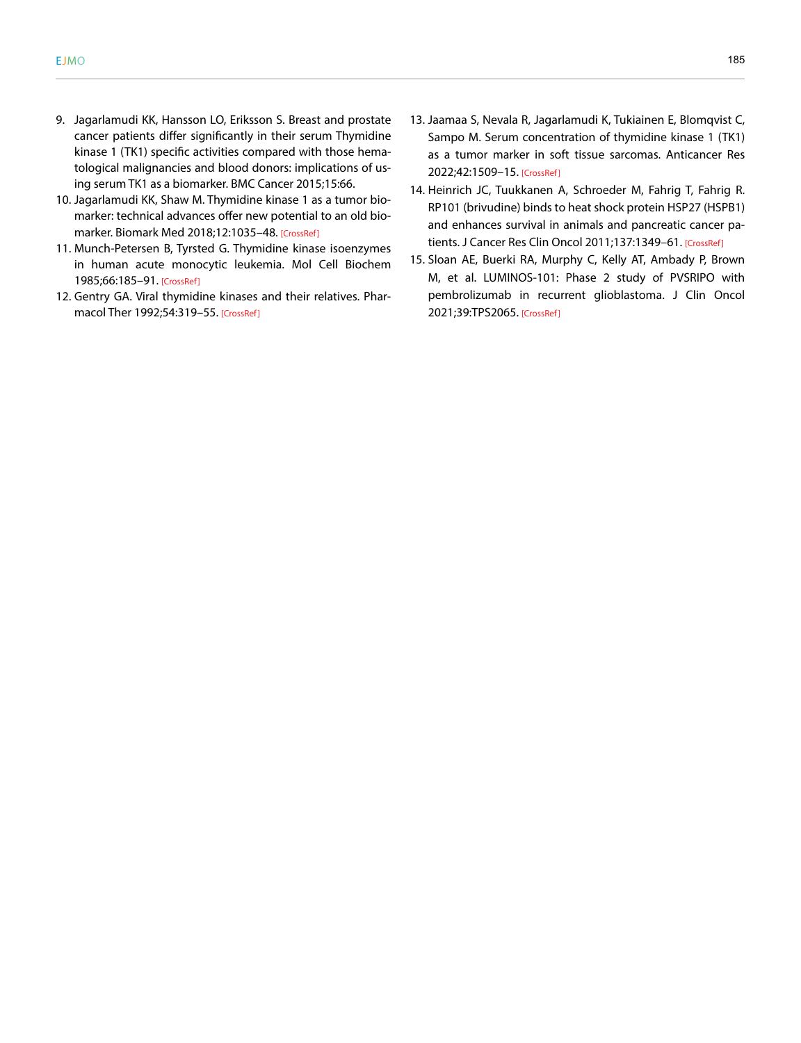9. Jagarlamudi KK, Hansson LO, Eriksson S. Breast and prostate cancer patients differ significantly in their serum Thymidine kinase 1 (TK1) specific activities compared with those hematological malignancies and blood donors: implications of using serum TK1 as a biomarker. BMC Cancer 2015;15:66.
10. Jagarlamudi KK, Shaw M. Thymidine kinase 1 as a tumor biomarker: technical advances offer new potential to an old biomarker. Biomark Med 2018;12:1035–48. [CrossRef]
11. Munch-Petersen B, Tyrsted G. Thymidine kinase isoenzymes in human acute monocytic leukemia. Mol Cell Biochem 1985;66:185–91. [CrossRef]
12. Gentry GA. Viral thymidine kinases and their relatives. Pharmacol Ther 1992;54:319–55. [CrossRef]
13. Jaamaa S, Nevala R, Jagarlamudi K, Tukiainen E, Blomqvist C, Sampo M. Serum concentration of thymidine kinase 1 (TK1) as a tumor marker in soft tissue sarcomas. Anticancer Res 2022;42:1509–15. [CrossRef]
14. Heinrich JC, Tuukkanen A, Schroeder M, Fahrig T, Fahrig R. RP101 (brivudine) binds to heat shock protein HSP27 (HSPB1) and enhances survival in animals and pancreatic cancer patients. J Cancer Res Clin Oncol 2011;137:1349–61. [CrossRef]
15. Sloan AE, Buerki RA, Murphy C, Kelly AT, Ambady P, Brown M, et al. LUMINOS-101: Phase 2 study of PVSRIPO with pembrolizumab in recurrent glioblastoma. J Clin Oncol 2021;39:TPS2065. [CrossRef]